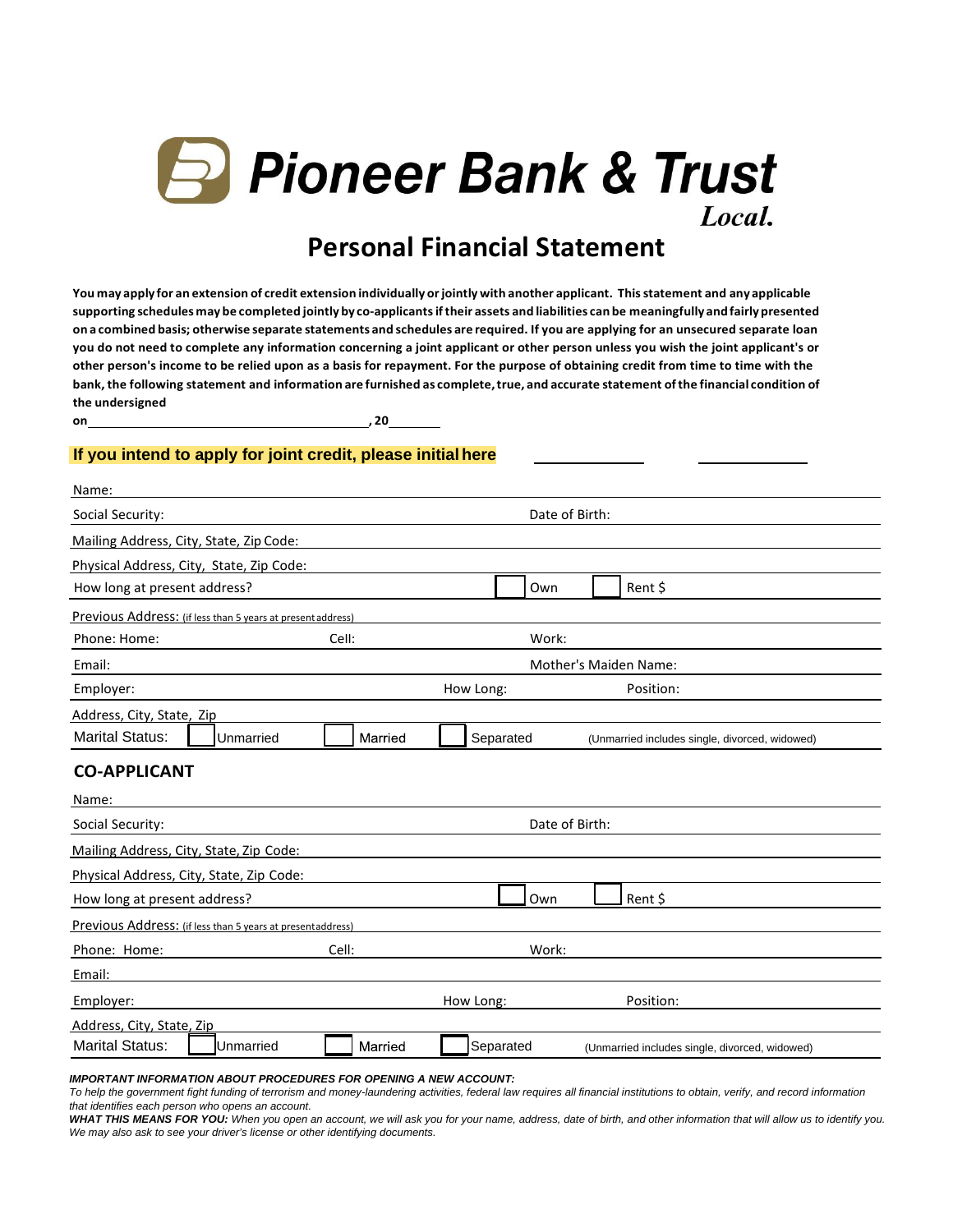# Pioneer Bank & Trust

*Local.*

## Personal Financial Statement

**You may apply for an extension of credit extension individually or jointly with another applicant. This statement and any applicable supporting schedules may be completed jointly by co-applicants if their assets and liabilities can be meaningfully and fairly presented on a combined basis; otherwise separate statements and schedules are required. If you are applying for an unsecured separate loan you do not need to complete any information concerning a joint applicant or other person unless you wish the joint applicant's or other person's income to be relied upon as a basis for repayment. For the purpose of obtaining credit from time to time with the bank, the following statement and information are furnished as complete, true, and accurate statement of the financial condition of the undersigned**

**on** ______________________________, **20** ______

**If you intend to apply for joint credit, please initial here** ____________ ____________

Name:

Social Security: Date of Birth:

Mailing Address, City, State, Zip Code:

Physical Address, City, State, Zip Code:

How long at present address? ☐ Own ☐ Rent $

Previous Address: (if less than 5 years at present address)

Phone: Home: Cell: Work:

Email: Mother's Maiden Name:

Employer: How Long: Position:

Address, City, State, Zip

Marital Status: ☐ Unmarried ☐ Married ☐ Separated (Unmarried includes single, divorced, widowed)

### CO-APPLICANT

Name:

Social Security: Date of Birth:

Mailing Address, City, State, Zip Code:

Physical Address, City, State, Zip Code:

How long at present address? ☐ Own ☐ Rent $

Previous Address: (if less than 5 years at present address)

Phone: Home: Cell: Work:

Email:

Employer: How Long: Position:

Address, City, State, Zip

Marital Status: ☐ Unmarried ☐ Married ☐ Separated (Unmarried includes single, divorced, widowed)

***IMPORTANT INFORMATION ABOUT PROCEDURES FOR OPENING A NEW ACCOUNT:***

*To help the government fight funding of terrorism and money-laundering activities, federal law requires all financial institutions to obtain, verify, and record information that identifies each person who opens an account.*

***WHAT THIS MEANS FOR YOU:*** *When you open an account, we will ask you for your name, address, date of birth, and other information that will allow us to identify you. We may also ask to see your driver's license or other identifying documents.*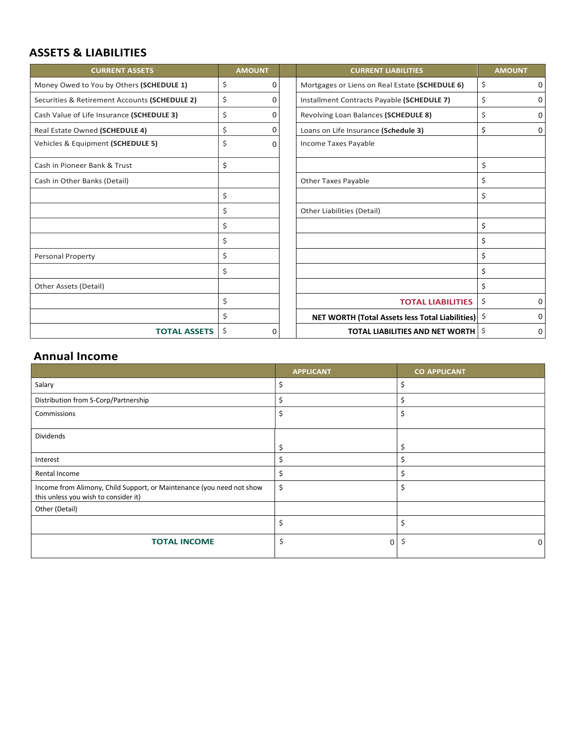## ASSETS & LIABILITIES

| CURRENT ASSETS | AMOUNT | | CURRENT LIABILITIES | AMOUNT |
|---|---|---|---|---|
| Money Owed to You by Others **(SCHEDULE 1)** | $ 0 | | Mortgages or Liens on Real Estate **(SCHEDULE 6)** | $ 0 |
| Securities & Retirement Accounts **(SCHEDULE 2)** | $ 0 | | Installment Contracts Payable **(SCHEDULE 7)** | $ 0 |
| Cash Value of Life Insurance **(SCHEDULE 3)** | $ 0 | | Revolving Loan Balances **(SCHEDULE 8)** | $ 0 |
| Real Estate Owned **(SCHEDULE 4)** | $ 0 | | Loans on Life Insurance **(Schedule 3)** | $ 0 |
| Vehicles & Equipment **(SCHEDULE 5)** | $ 0 | | Income Taxes Payable | |
| Cash in Pioneer Bank & Trust | $ | | | $ |
| Cash in Other Banks (Detail) | | | Other Taxes Payable | $ |
| | $ | | | $ |
| | $ | | Other Liabilities (Detail) | |
| | $ | | | $ |
| | $ | | | $ |
| Personal Property | $ | | | $ |
| | $ | | | $ |
| Other Assets (Detail) | | | | $ |
| | $ | | **TOTAL LIABILITIES** | $ 0 |
| | $ | | **NET WORTH (Total Assets less Total Liabilities)** | $ 0 |
| **TOTAL ASSETS** | $ 0 | | **TOTAL LIABILITIES AND NET WORTH** | $ 0 |

## Annual Income

| | APPLICANT | CO APPLICANT |
|---|---|---|
| Salary | $ | $ |
| Distribution from S-Corp/Partnership | $ | $ |
| Commissions | $ | $ |
| Dividends | $ | $ |
| Interest | $ | $ |
| Rental Income | $ | $ |
| Income from Alimony, Child Support, or Maintenance (you need not show this unless you wish to consider it) | $ | $ |
| Other (Detail) | | |
| | $ | $ |
| **TOTAL INCOME** | $ 0 | $ 0 |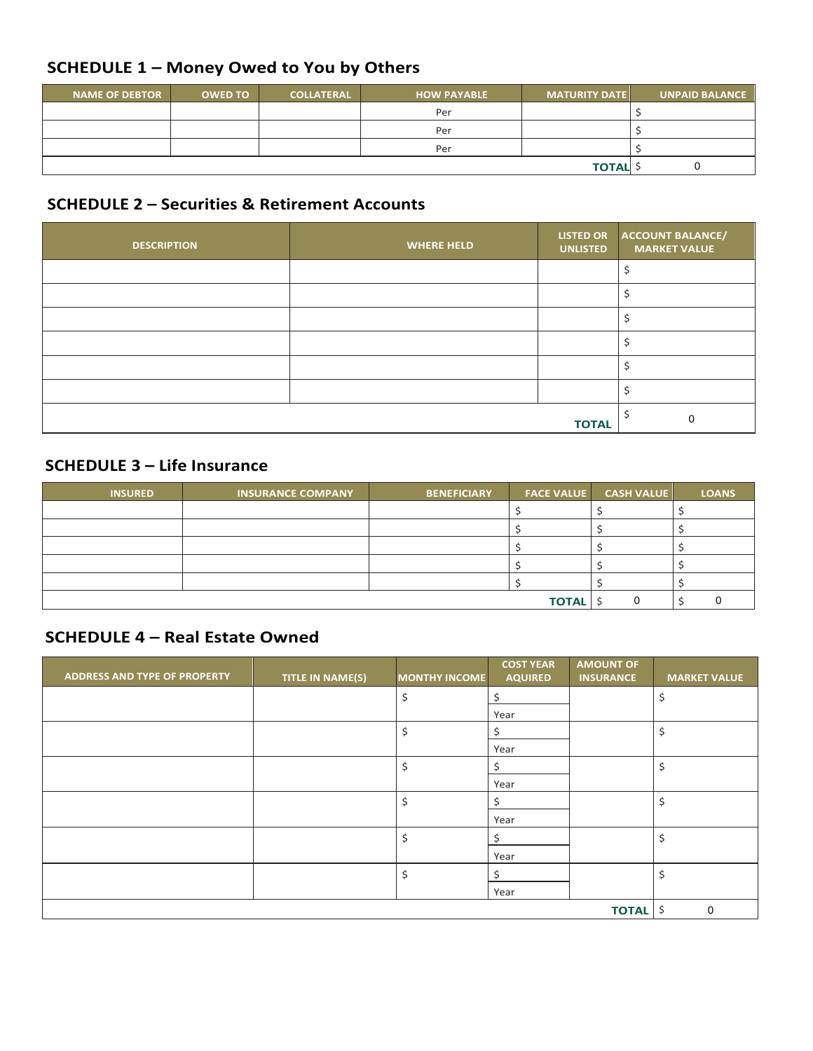## SCHEDULE 1 – Money Owed to You by Others

| NAME OF DEBTOR | OWED TO | COLLATERAL | HOW PAYABLE | MATURITY DATE | UNPAID BALANCE |
|---|---|---|---|---|---|
| | | | Per | | $ |
| | | | Per | | $ |
| | | | Per | | $ |
| | | | | **TOTAL** | $ 0 |

## SCHEDULE 2 – Securities & Retirement Accounts

| DESCRIPTION | WHERE HELD | LISTED OR UNLISTED | ACCOUNT BALANCE/ MARKET VALUE |
|---|---|---|---|
| | | | $ |
| | | | $ |
| | | | $ |
| | | | $ |
| | | | $ |
| | | | $ |
| | | **TOTAL** | $ 0 |

## SCHEDULE 3 – Life Insurance

| INSURED | INSURANCE COMPANY | BENEFICIARY | FACE VALUE | CASH VALUE | LOANS |
|---|---|---|---|---|---|
| | | | $ | $ | $ |
| | | | $ | $ | $ |
| | | | $ | $ | $ |
| | | | $ | $ | $ |
| | | | $ | $ | $ |
| | | | **TOTAL** | $ 0 | $ 0 |

## SCHEDULE 4 – Real Estate Owned

| ADDRESS AND TYPE OF PROPERTY | TITLE IN NAME(S) | MONTHY INCOME | COST YEAR AQUIRED | AMOUNT OF INSURANCE | MARKET VALUE |
|---|---|---|---|---|---|
| | | $ | $ Year | | $ |
| | | $ | $ Year | | $ |
| | | $ | $ Year | | $ |
| | | $ | $ Year | | $ |
| | | $ | $ Year | | $ |
| | | $ | $ Year | | $ |
| | | | | **TOTAL** | $ 0 |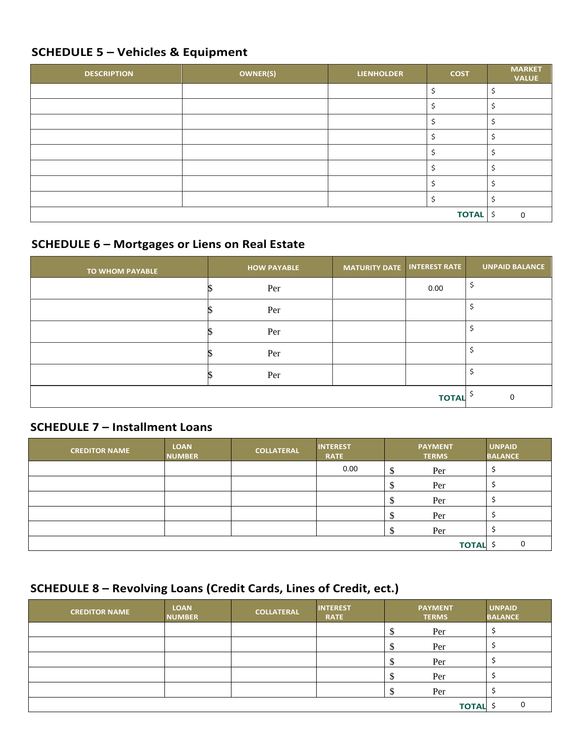## SCHEDULE 5 – Vehicles & Equipment

| DESCRIPTION | OWNER(S) | LIENHOLDER | COST | MARKET VALUE |
|---|---|---|---|---|
| | | | $ | $ |
| | | | $ | $ |
| | | | $ | $ |
| | | | $ | $ |
| | | | $ | $ |
| | | | $ | $ |
| | | | $ | $ |
| | | | $ | $ |
| | | | **TOTAL** | $ 0 |

## SCHEDULE 6 – Mortgages or Liens on Real Estate

| TO WHOM PAYABLE | HOW PAYABLE | MATURITY DATE | INTEREST RATE | UNPAID BALANCE |
|---|---|---|---|---|
| | $ Per | | 0.00 | $ |
| | $ Per | | | $ |
| | $ Per | | | $ |
| | $ Per | | | $ |
| | $ Per | | | $ |
| | | | **TOTAL** | $ 0 |

## SCHEDULE 7 – Installment Loans

| CREDITOR NAME | LOAN NUMBER | COLLATERAL | INTEREST RATE | PAYMENT TERMS | UNPAID BALANCE |
|---|---|---|---|---|---|
| | | | 0.00 | $ Per | $ |
| | | | | $ Per | $ |
| | | | | $ Per | $ |
| | | | | $ Per | $ |
| | | | | $ Per | $ |
| | | | | **TOTAL** | $ 0 |

## SCHEDULE 8 – Revolving Loans (Credit Cards, Lines of Credit, ect.)

| CREDITOR NAME | LOAN NUMBER | COLLATERAL | INTEREST RATE | PAYMENT TERMS | UNPAID BALANCE |
|---|---|---|---|---|---|
| | | | | $ Per | $ |
| | | | | $ Per | $ |
| | | | | $ Per | $ |
| | | | | $ Per | $ |
| | | | | $ Per | $ |
| | | | | **TOTAL** | $ 0 |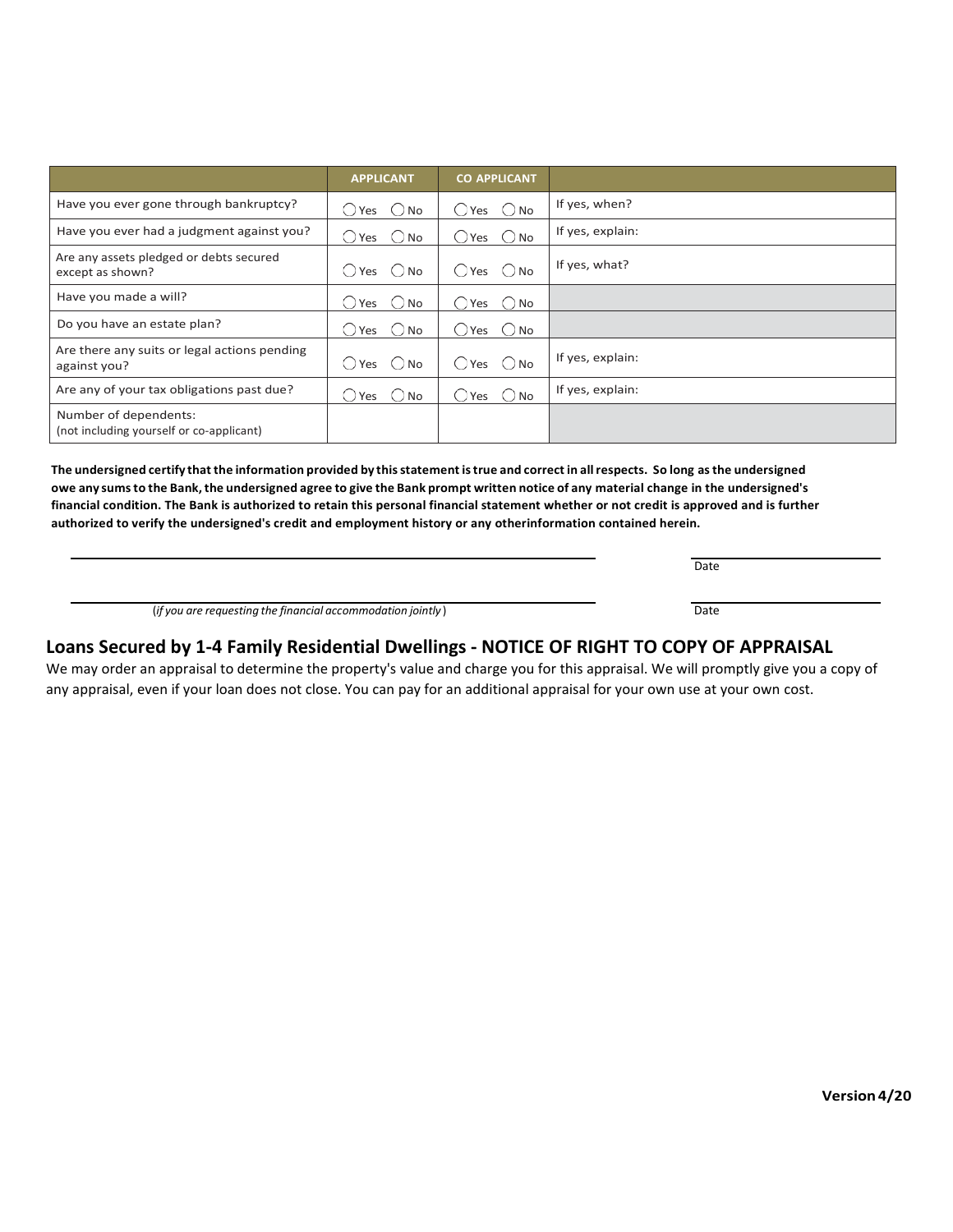| | APPLICANT | CO APPLICANT | |
|---|---|---|---|
| Have you ever gone through bankruptcy? | ◯ Yes ◯ No | ◯ Yes ◯ No | If yes, when? |
| Have you ever had a judgment against you? | ◯ Yes ◯ No | ◯ Yes ◯ No | If yes, explain: |
| Are any assets pledged or debts secured except as shown? | ◯ Yes ◯ No | ◯ Yes ◯ No | If yes, what? |
| Have you made a will? | ◯ Yes ◯ No | ◯ Yes ◯ No | |
| Do you have an estate plan? | ◯ Yes ◯ No | ◯ Yes ◯ No | |
| Are there any suits or legal actions pending against you? | ◯ Yes ◯ No | ◯ Yes ◯ No | If yes, explain: |
| Are any of your tax obligations past due? | ◯ Yes ◯ No | ◯ Yes ◯ No | If yes, explain: |
| Number of dependents: (not including yourself or co-applicant) | | | |

**The undersigned certify that the information provided by this statement is true and correct in all respects. So long as the undersigned owe any sums to the Bank, the undersigned agree to give the Bank prompt written notice of any material change in the undersigned's financial condition. The Bank is authorized to retain this personal financial statement whether or not credit is approved and is further authorized to verify the undersigned's credit and employment history or any otherinformation contained herein.**

_______________________________________________ Date _______________

_______________________________________________ Date _______________

(*if you are requesting the financial accommodation jointly*)

## Loans Secured by 1-4 Family Residential Dwellings - NOTICE OF RIGHT TO COPY OF APPRAISAL

We may order an appraisal to determine the property's value and charge you for this appraisal. We will promptly give you a copy of any appraisal, even if your loan does not close. You can pay for an additional appraisal for your own use at your own cost.

**Version 4/20**